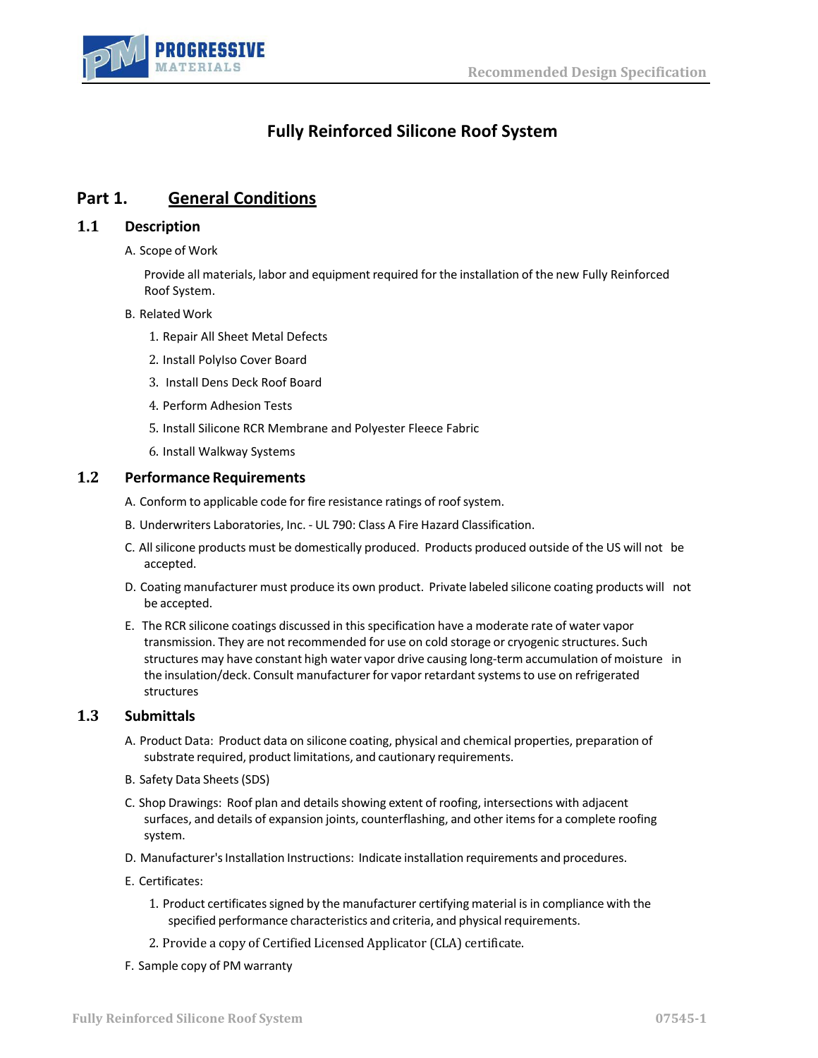# Fully Reinforced Silicone Roof System

## Part 1. General Conditions

### 1.1 Description

A. Scope of Work

Provide all materials, labor and equipment required for the installation of the new Fully Reinforced Roof System.

B. Related Work

1. Repair All Sheet Metal Defects
2. Install PolyIso Cover Board
3. Install Dens Deck Roof Board
4. Perform Adhesion Tests
5. Install Silicone RCR Membrane and Polyester Fleece Fabric
6. Install Walkway Systems

### 1.2 Performance Requirements

A. Conform to applicable code for fire resistance ratings of roof system.

B. Underwriters Laboratories, Inc. - UL 790: Class A Fire Hazard Classification.

C. All silicone products must be domestically produced. Products produced outside of the US will not be accepted.

D. Coating manufacturer must produce its own product. Private labeled silicone coating products will not be accepted.

E. The RCR silicone coatings discussed in this specification have a moderate rate of water vapor transmission. They are not recommended for use on cold storage or cryogenic structures. Such structures may have constant high water vapor drive causing long-term accumulation of moisture in the insulation/deck. Consult manufacturer for vapor retardant systems to use on refrigerated structures

### 1.3 Submittals

A. Product Data: Product data on silicone coating, physical and chemical properties, preparation of substrate required, product limitations, and cautionary requirements.

B. Safety Data Sheets (SDS)

C. Shop Drawings: Roof plan and details showing extent of roofing, intersections with adjacent surfaces, and details of expansion joints, counterflashing, and other items for a complete roofing system.

D. Manufacturer's Installation Instructions: Indicate installation requirements and procedures.

E. Certificates:

1. Product certificates signed by the manufacturer certifying material is in compliance with the specified performance characteristics and criteria, and physical requirements.
2. Provide a copy of Certified Licensed Applicator (CLA) certificate.

F. Sample copy of PM warranty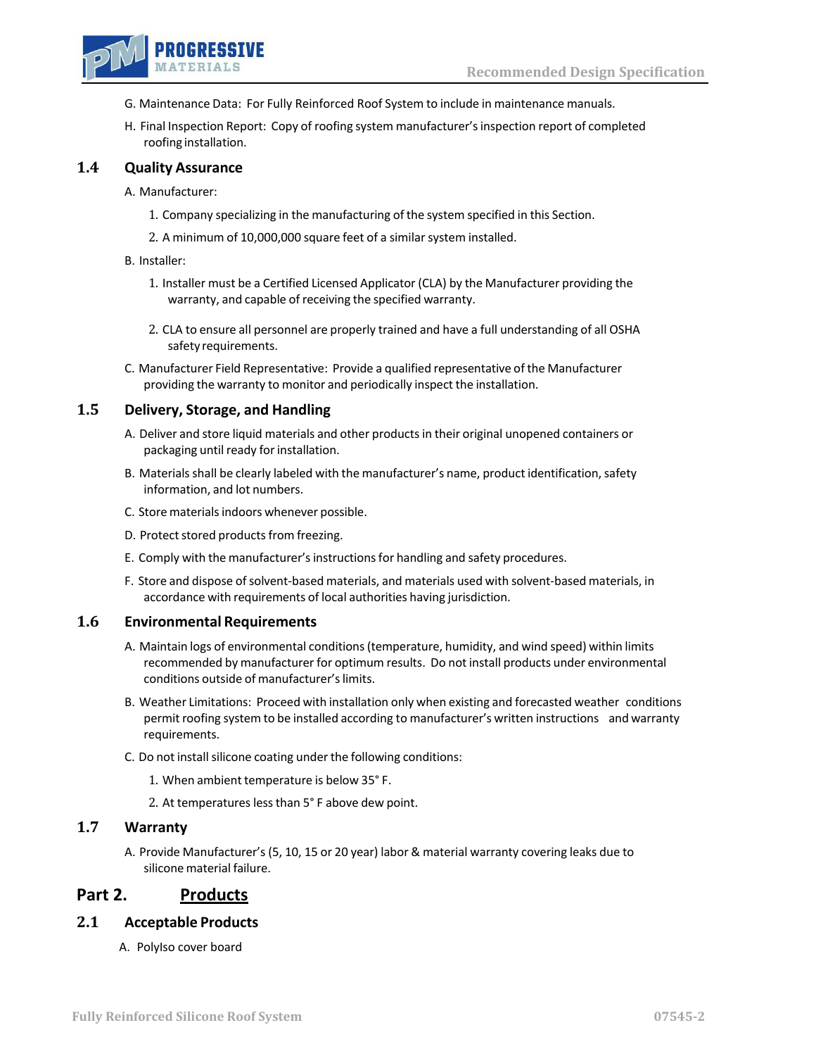G. Maintenance Data: For Fully Reinforced Roof System to include in maintenance manuals.

H. Final Inspection Report: Copy of roofing system manufacturer's inspection report of completed roofing installation.

## 1.4 Quality Assurance

A. Manufacturer:

1. Company specializing in the manufacturing of the system specified in this Section.
2. A minimum of 10,000,000 square feet of a similar system installed.

B. Installer:

1. Installer must be a Certified Licensed Applicator (CLA) by the Manufacturer providing the warranty, and capable of receiving the specified warranty.
2. CLA to ensure all personnel are properly trained and have a full understanding of all OSHA safety requirements.

C. Manufacturer Field Representative: Provide a qualified representative of the Manufacturer providing the warranty to monitor and periodically inspect the installation.

## 1.5 Delivery, Storage, and Handling

A. Deliver and store liquid materials and other products in their original unopened containers or packaging until ready for installation.

B. Materials shall be clearly labeled with the manufacturer's name, product identification, safety information, and lot numbers.

C. Store materials indoors whenever possible.

D. Protect stored products from freezing.

E. Comply with the manufacturer's instructions for handling and safety procedures.

F. Store and dispose of solvent-based materials, and materials used with solvent-based materials, in accordance with requirements of local authorities having jurisdiction.

## 1.6 Environmental Requirements

A. Maintain logs of environmental conditions (temperature, humidity, and wind speed) within limits recommended by manufacturer for optimum results. Do not install products under environmental conditions outside of manufacturer's limits.

B. Weather Limitations: Proceed with installation only when existing and forecasted weather conditions permit roofing system to be installed according to manufacturer's written instructions and warranty requirements.

C. Do not install silicone coating under the following conditions:

1. When ambient temperature is below 35° F.
2. At temperatures less than 5° F above dew point.

## 1.7 Warranty

A. Provide Manufacturer's (5, 10, 15 or 20 year) labor & material warranty covering leaks due to silicone material failure.

# Part 2. Products

## 2.1 Acceptable Products

A. PolyIso cover board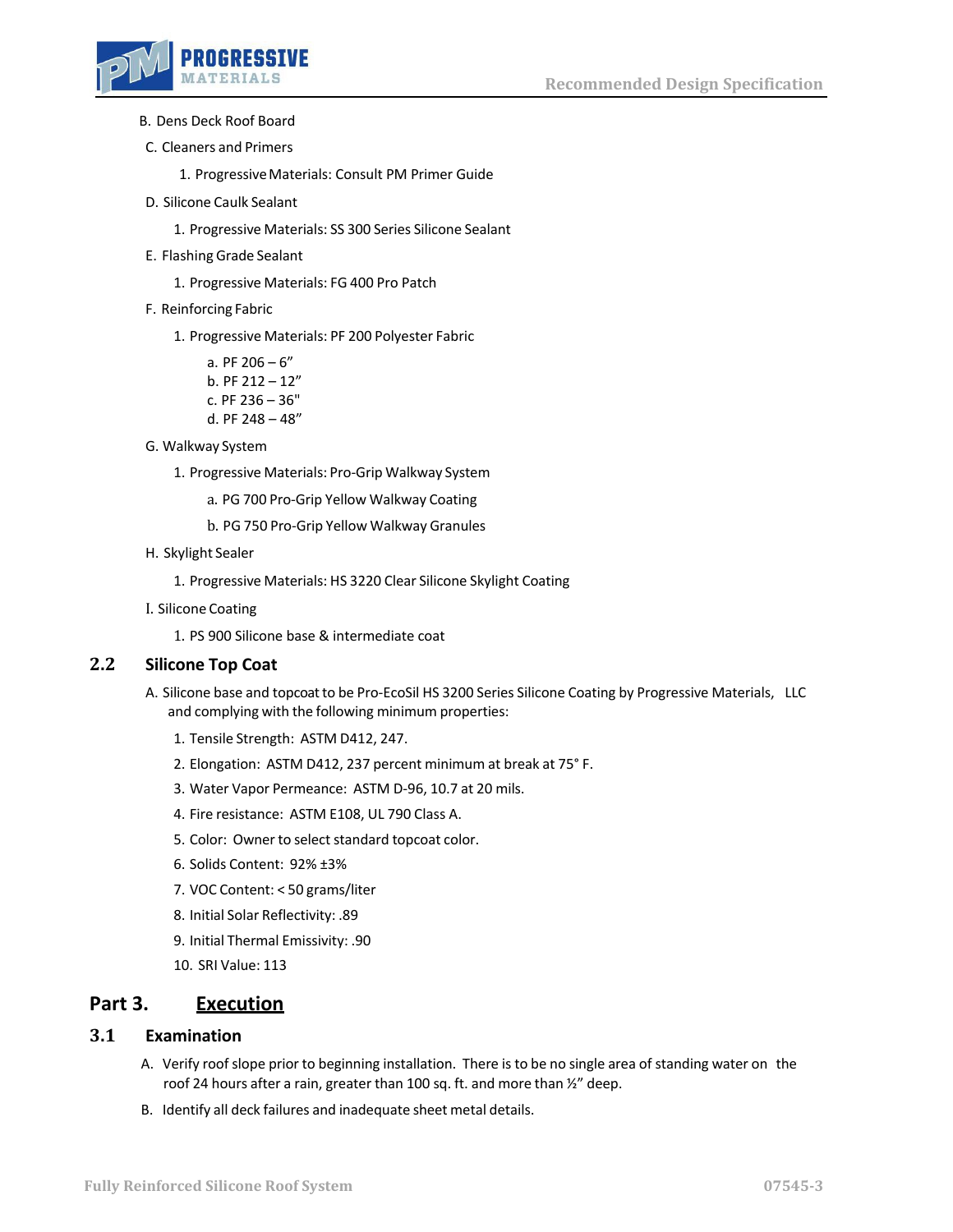B. Dens Deck Roof Board

C. Cleaners and Primers

1. Progressive Materials: Consult PM Primer Guide

D. Silicone Caulk Sealant

1. Progressive Materials: SS 300 Series Silicone Sealant

E. Flashing Grade Sealant

1. Progressive Materials: FG 400 Pro Patch

F. Reinforcing Fabric

1. Progressive Materials: PF 200 Polyester Fabric

   a. PF 206 – 6”
   b. PF 212 – 12”
   c. PF 236 – 36"
   d. PF 248 – 48”

G. Walkway System

1. Progressive Materials: Pro-Grip Walkway System

   a. PG 700 Pro-Grip Yellow Walkway Coating

   b. PG 750 Pro-Grip Yellow Walkway Granules

H. Skylight Sealer

1. Progressive Materials: HS 3220 Clear Silicone Skylight Coating

I. Silicone Coating

1. PS 900 Silicone base & intermediate coat

## 2.2 Silicone Top Coat

A. Silicone base and topcoat to be Pro-EcoSil HS 3200 Series Silicone Coating by Progressive Materials, LLC and complying with the following minimum properties:

1. Tensile Strength: ASTM D412, 247.
2. Elongation: ASTM D412, 237 percent minimum at break at 75° F.
3. Water Vapor Permeance: ASTM D-96, 10.7 at 20 mils.
4. Fire resistance: ASTM E108, UL 790 Class A.
5. Color: Owner to select standard topcoat color.
6. Solids Content: 92% ±3%
7. VOC Content: < 50 grams/liter
8. Initial Solar Reflectivity: .89
9. Initial Thermal Emissivity: .90
10. SRI Value: 113

# Part 3. Execution

## 3.1 Examination

A. Verify roof slope prior to beginning installation. There is to be no single area of standing water on the roof 24 hours after a rain, greater than 100 sq. ft. and more than ½” deep.

B. Identify all deck failures and inadequate sheet metal details.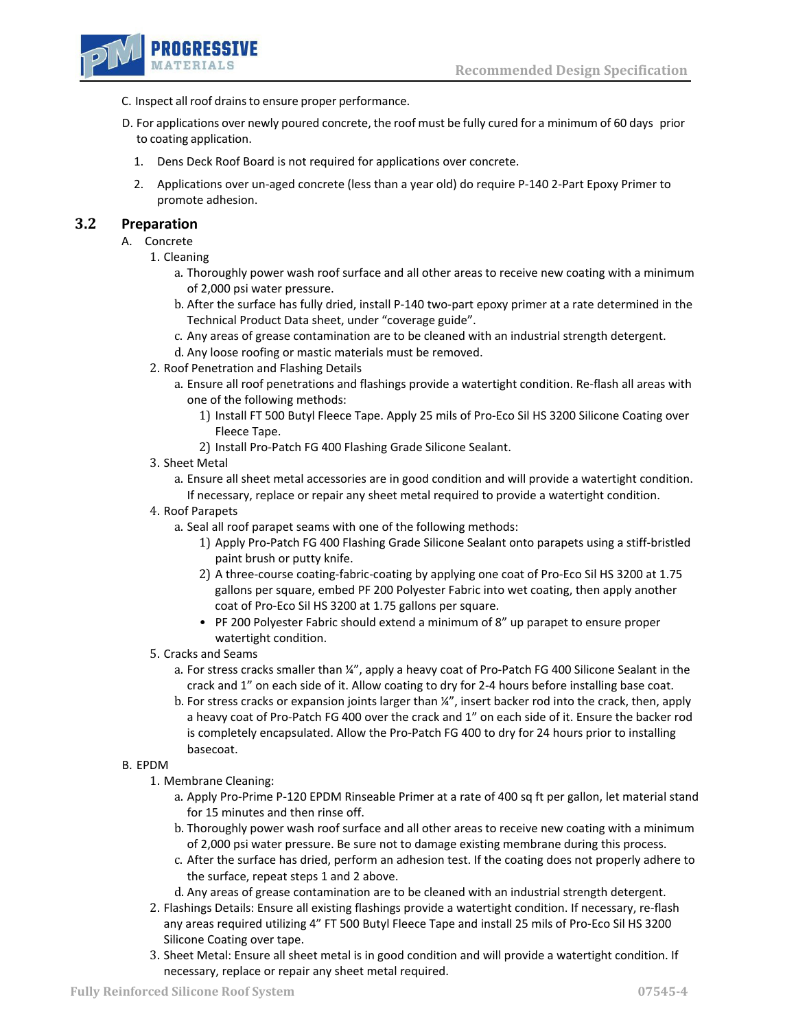C. Inspect all roof drains to ensure proper performance.

D. For applications over newly poured concrete, the roof must be fully cured for a minimum of 60 days prior to coating application.

1. Dens Deck Roof Board is not required for applications over concrete.
2. Applications over un-aged concrete (less than a year old) do require P-140 2-Part Epoxy Primer to promote adhesion.

## 3.2 Preparation

A. Concrete

1. Cleaning
   a. Thoroughly power wash roof surface and all other areas to receive new coating with a minimum of 2,000 psi water pressure.
   b. After the surface has fully dried, install P-140 two-part epoxy primer at a rate determined in the Technical Product Data sheet, under "coverage guide".
   c. Any areas of grease contamination are to be cleaned with an industrial strength detergent.
   d. Any loose roofing or mastic materials must be removed.
2. Roof Penetration and Flashing Details
   a. Ensure all roof penetrations and flashings provide a watertight condition. Re-flash all areas with one of the following methods:
      1) Install FT 500 Butyl Fleece Tape. Apply 25 mils of Pro-Eco Sil HS 3200 Silicone Coating over Fleece Tape.
      2) Install Pro-Patch FG 400 Flashing Grade Silicone Sealant.
3. Sheet Metal
   a. Ensure all sheet metal accessories are in good condition and will provide a watertight condition. If necessary, replace or repair any sheet metal required to provide a watertight condition.
4. Roof Parapets
   a. Seal all roof parapet seams with one of the following methods:
      1) Apply Pro-Patch FG 400 Flashing Grade Silicone Sealant onto parapets using a stiff-bristled paint brush or putty knife.
      2) A three-course coating-fabric-coating by applying one coat of Pro-Eco Sil HS 3200 at 1.75 gallons per square, embed PF 200 Polyester Fabric into wet coating, then apply another coat of Pro-Eco Sil HS 3200 at 1.75 gallons per square.
      - PF 200 Polyester Fabric should extend a minimum of 8" up parapet to ensure proper watertight condition.
5. Cracks and Seams
   a. For stress cracks smaller than ¼", apply a heavy coat of Pro-Patch FG 400 Silicone Sealant in the crack and 1" on each side of it. Allow coating to dry for 2-4 hours before installing base coat.
   b. For stress cracks or expansion joints larger than ¼", insert backer rod into the crack, then, apply a heavy coat of Pro-Patch FG 400 over the crack and 1" on each side of it. Ensure the backer rod is completely encapsulated. Allow the Pro-Patch FG 400 to dry for 24 hours prior to installing basecoat.

B. EPDM

1. Membrane Cleaning:
   a. Apply Pro-Prime P-120 EPDM Rinseable Primer at a rate of 400 sq ft per gallon, let material stand for 15 minutes and then rinse off.
   b. Thoroughly power wash roof surface and all other areas to receive new coating with a minimum of 2,000 psi water pressure. Be sure not to damage existing membrane during this process.
   c. After the surface has dried, perform an adhesion test. If the coating does not properly adhere to the surface, repeat steps 1 and 2 above.
   d. Any areas of grease contamination are to be cleaned with an industrial strength detergent.
2. Flashings Details: Ensure all existing flashings provide a watertight condition. If necessary, re-flash any areas required utilizing 4" FT 500 Butyl Fleece Tape and install 25 mils of Pro-Eco Sil HS 3200 Silicone Coating over tape.
3. Sheet Metal: Ensure all sheet metal is in good condition and will provide a watertight condition. If necessary, replace or repair any sheet metal required.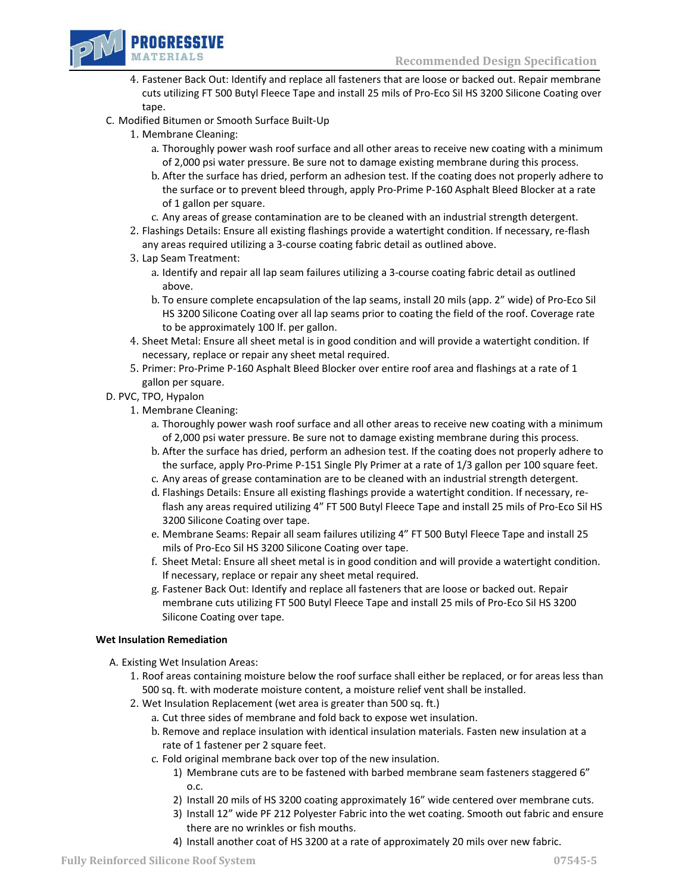4. Fastener Back Out: Identify and replace all fasteners that are loose or backed out. Repair membrane cuts utilizing FT 500 Butyl Fleece Tape and install 25 mils of Pro-Eco Sil HS 3200 Silicone Coating over tape.

C. Modified Bitumen or Smooth Surface Built-Up
   1. Membrane Cleaning:
      a. Thoroughly power wash roof surface and all other areas to receive new coating with a minimum of 2,000 psi water pressure. Be sure not to damage existing membrane during this process.
      b. After the surface has dried, perform an adhesion test. If the coating does not properly adhere to the surface or to prevent bleed through, apply Pro-Prime P-160 Asphalt Bleed Blocker at a rate of 1 gallon per square.
      c. Any areas of grease contamination are to be cleaned with an industrial strength detergent.
   2. Flashings Details: Ensure all existing flashings provide a watertight condition. If necessary, re-flash any areas required utilizing a 3-course coating fabric detail as outlined above.
   3. Lap Seam Treatment:
      a. Identify and repair all lap seam failures utilizing a 3-course coating fabric detail as outlined above.
      b. To ensure complete encapsulation of the lap seams, install 20 mils (app. 2" wide) of Pro-Eco Sil HS 3200 Silicone Coating over all lap seams prior to coating the field of the roof. Coverage rate to be approximately 100 lf. per gallon.
   4. Sheet Metal: Ensure all sheet metal is in good condition and will provide a watertight condition. If necessary, replace or repair any sheet metal required.
   5. Primer: Pro-Prime P-160 Asphalt Bleed Blocker over entire roof area and flashings at a rate of 1 gallon per square.

D. PVC, TPO, Hypalon
   1. Membrane Cleaning:
      a. Thoroughly power wash roof surface and all other areas to receive new coating with a minimum of 2,000 psi water pressure. Be sure not to damage existing membrane during this process.
      b. After the surface has dried, perform an adhesion test. If the coating does not properly adhere to the surface, apply Pro-Prime P-151 Single Ply Primer at a rate of 1/3 gallon per 100 square feet.
      c. Any areas of grease contamination are to be cleaned with an industrial strength detergent.
      d. Flashings Details: Ensure all existing flashings provide a watertight condition. If necessary, re-flash any areas required utilizing 4" FT 500 Butyl Fleece Tape and install 25 mils of Pro-Eco Sil HS 3200 Silicone Coating over tape.
      e. Membrane Seams: Repair all seam failures utilizing 4" FT 500 Butyl Fleece Tape and install 25 mils of Pro-Eco Sil HS 3200 Silicone Coating over tape.
      f. Sheet Metal: Ensure all sheet metal is in good condition and will provide a watertight condition. If necessary, replace or repair any sheet metal required.
      g. Fastener Back Out: Identify and replace all fasteners that are loose or backed out. Repair membrane cuts utilizing FT 500 Butyl Fleece Tape and install 25 mils of Pro-Eco Sil HS 3200 Silicone Coating over tape.

**Wet Insulation Remediation**

A. Existing Wet Insulation Areas:
   1. Roof areas containing moisture below the roof surface shall either be replaced, or for areas less than 500 sq. ft. with moderate moisture content, a moisture relief vent shall be installed.
   2. Wet Insulation Replacement (wet area is greater than 500 sq. ft.)
      a. Cut three sides of membrane and fold back to expose wet insulation.
      b. Remove and replace insulation with identical insulation materials. Fasten new insulation at a rate of 1 fastener per 2 square feet.
      c. Fold original membrane back over top of the new insulation.
         1) Membrane cuts are to be fastened with barbed membrane seam fasteners staggered 6" o.c.
         2) Install 20 mils of HS 3200 coating approximately 16" wide centered over membrane cuts.
         3) Install 12" wide PF 212 Polyester Fabric into the wet coating. Smooth out fabric and ensure there are no wrinkles or fish mouths.
         4) Install another coat of HS 3200 at a rate of approximately 20 mils over new fabric.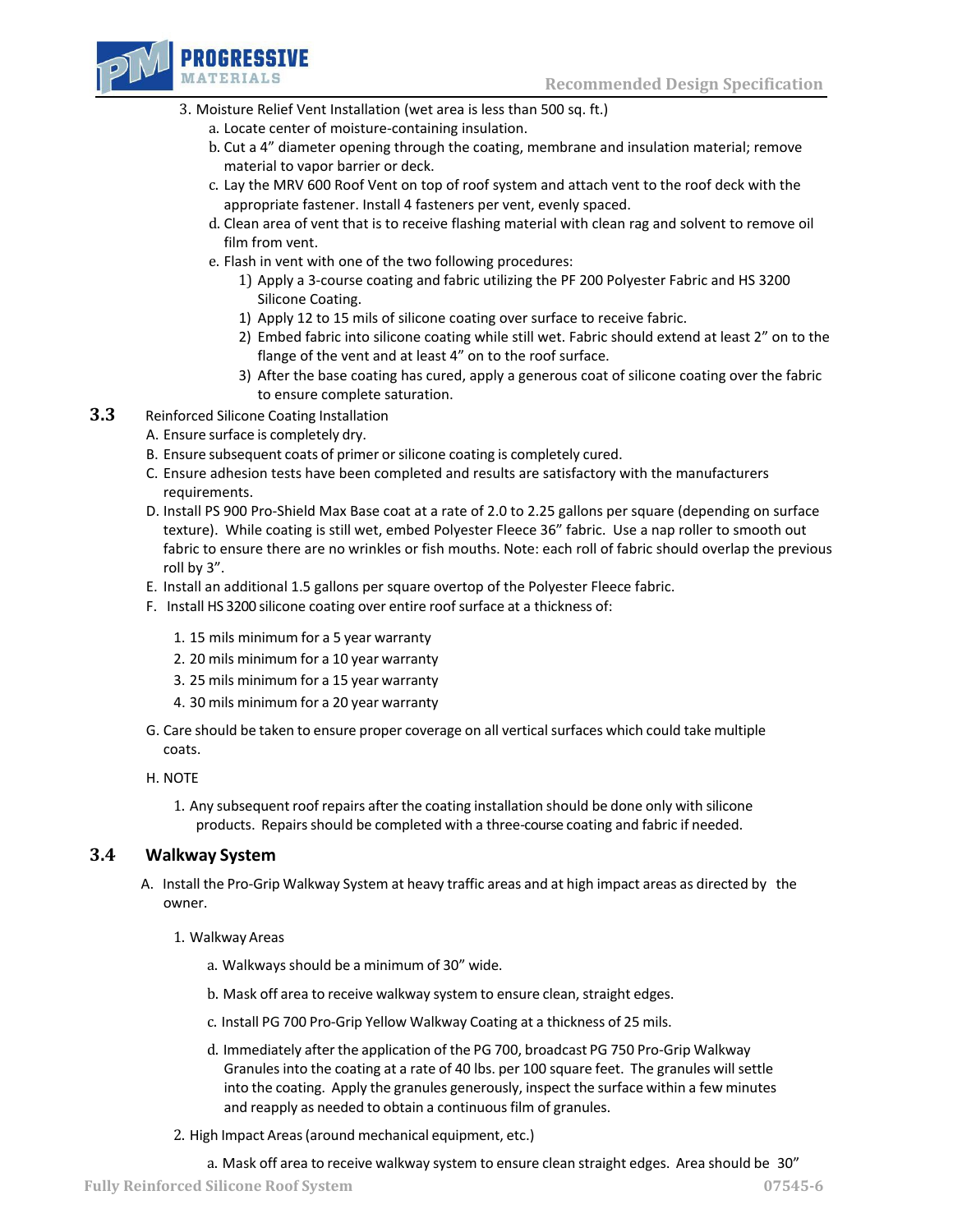3. Moisture Relief Vent Installation (wet area is less than 500 sq. ft.)
    a. Locate center of moisture-containing insulation.
    b. Cut a 4” diameter opening through the coating, membrane and insulation material; remove material to vapor barrier or deck.
    c. Lay the MRV 600 Roof Vent on top of roof system and attach vent to the roof deck with the appropriate fastener. Install 4 fasteners per vent, evenly spaced.
    d. Clean area of vent that is to receive flashing material with clean rag and solvent to remove oil film from vent.
    e. Flash in vent with one of the two following procedures:
        1) Apply a 3-course coating and fabric utilizing the PF 200 Polyester Fabric and HS 3200 Silicone Coating.
        1) Apply 12 to 15 mils of silicone coating over surface to receive fabric.
        2) Embed fabric into silicone coating while still wet. Fabric should extend at least 2” on to the flange of the vent and at least 4” on to the roof surface.
        3) After the base coating has cured, apply a generous coat of silicone coating over the fabric to ensure complete saturation.

**3.3** Reinforced Silicone Coating Installation

A. Ensure surface is completely dry.

B. Ensure subsequent coats of primer or silicone coating is completely cured.

C. Ensure adhesion tests have been completed and results are satisfactory with the manufacturers requirements.

D. Install PS 900 Pro-Shield Max Base coat at a rate of 2.0 to 2.25 gallons per square (depending on surface texture). While coating is still wet, embed Polyester Fleece 36” fabric. Use a nap roller to smooth out fabric to ensure there are no wrinkles or fish mouths. Note: each roll of fabric should overlap the previous roll by 3”.

E. Install an additional 1.5 gallons per square overtop of the Polyester Fleece fabric.

F. Install HS 3200 silicone coating over entire roof surface at a thickness of:

1. 15 mils minimum for a 5 year warranty
2. 20 mils minimum for a 10 year warranty
3. 25 mils minimum for a 15 year warranty
4. 30 mils minimum for a 20 year warranty

G. Care should be taken to ensure proper coverage on all vertical surfaces which could take multiple coats.

H. NOTE

1. Any subsequent roof repairs after the coating installation should be done only with silicone products. Repairs should be completed with a three-course coating and fabric if needed.

## 3.4 Walkway System

A. Install the Pro-Grip Walkway System at heavy traffic areas and at high impact areas as directed by the owner.

1. Walkway Areas

    a. Walkways should be a minimum of 30” wide.

    b. Mask off area to receive walkway system to ensure clean, straight edges.

    c. Install PG 700 Pro-Grip Yellow Walkway Coating at a thickness of 25 mils.

    d. Immediately after the application of the PG 700, broadcast PG 750 Pro-Grip Walkway Granules into the coating at a rate of 40 lbs. per 100 square feet. The granules will settle into the coating. Apply the granules generously, inspect the surface within a few minutes and reapply as needed to obtain a continuous film of granules.

2. High Impact Areas (around mechanical equipment, etc.)

    a. Mask off area to receive walkway system to ensure clean straight edges. Area should be 30”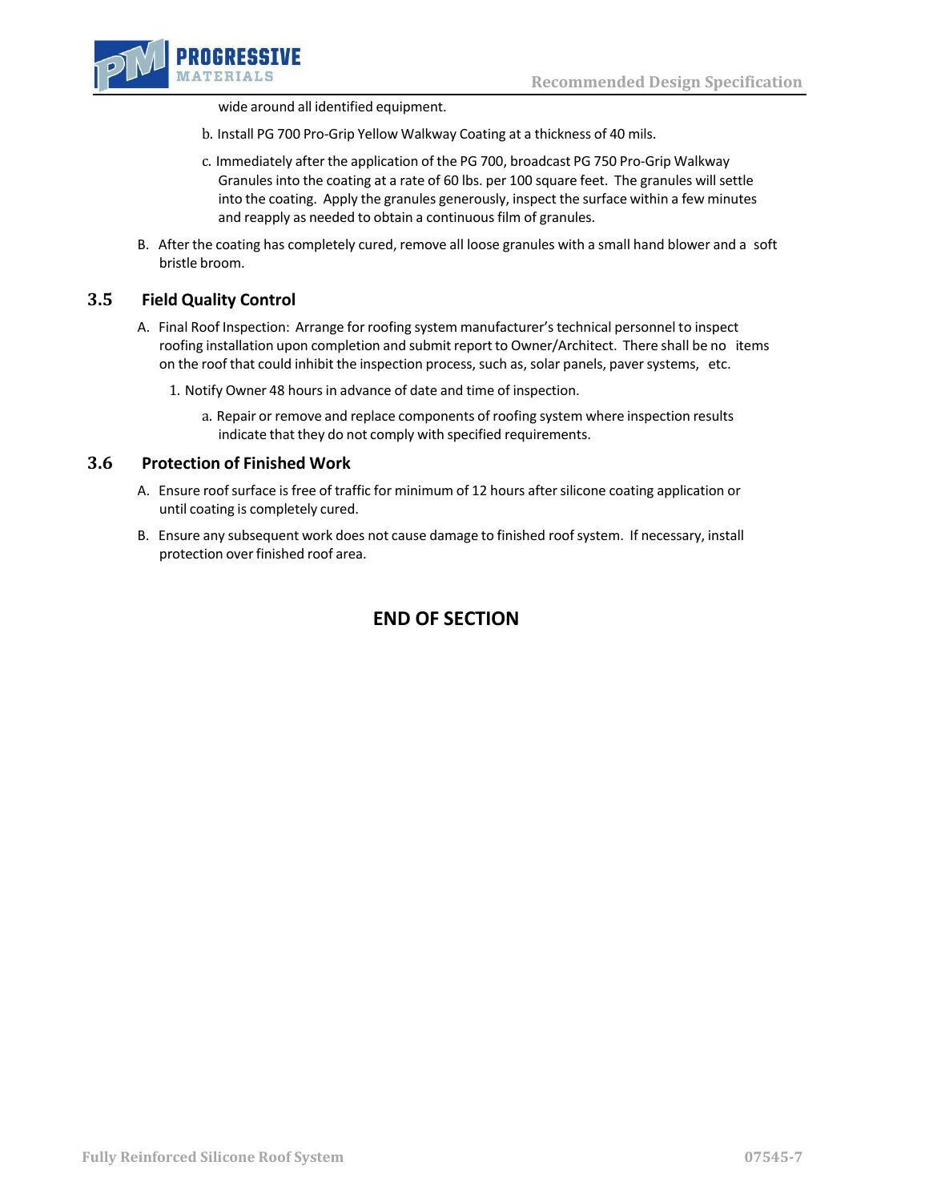wide around all identified equipment.

b. Install PG 700 Pro-Grip Yellow Walkway Coating at a thickness of 40 mils.

c. Immediately after the application of the PG 700, broadcast PG 750 Pro-Grip Walkway Granules into the coating at a rate of 60 lbs. per 100 square feet. The granules will settle into the coating. Apply the granules generously, inspect the surface within a few minutes and reapply as needed to obtain a continuous film of granules.

B. After the coating has completely cured, remove all loose granules with a small hand blower and a soft bristle broom.

## 3.5 Field Quality Control

A. Final Roof Inspection: Arrange for roofing system manufacturer's technical personnel to inspect roofing installation upon completion and submit report to Owner/Architect. There shall be no items on the roof that could inhibit the inspection process, such as, solar panels, paver systems, etc.

1. Notify Owner 48 hours in advance of date and time of inspection.

a. Repair or remove and replace components of roofing system where inspection results indicate that they do not comply with specified requirements.

## 3.6 Protection of Finished Work

A. Ensure roof surface is free of traffic for minimum of 12 hours after silicone coating application or until coating is completely cured.

B. Ensure any subsequent work does not cause damage to finished roof system. If necessary, install protection over finished roof area.

**END OF SECTION**